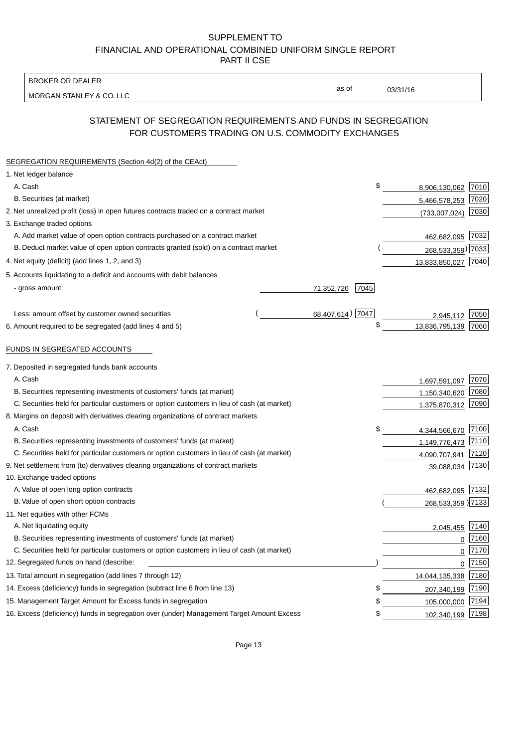SUPPLEMENT TO
FINANCIAL AND OPERATIONAL COMBINED UNIFORM SINGLE REPORT
PART II CSE

| BROKER OR DEALER | | |
|---|---|---|
| MORGAN STANLEY & CO. LLC | as of | 03/31/16 |

## STATEMENT OF SEGREGATION REQUIREMENTS AND FUNDS IN SEGREGATION FOR CUSTOMERS TRADING ON U.S. COMMODITY EXCHANGES

| SEGREGATION REQUIREMENTS (Section 4d(2) of the CEAct) | | | | |
|---|---|---|---|---|
| 1. Net ledger balance | | | | |
| A. Cash | | | $ 8,906,130,062 | 7010 |
| B. Securities (at market) | | | 5,466,578,253 | 7020 |
| 2. Net unrealized profit (loss) in open futures contracts traded on a contract market | | | (733,007,024) | 7030 |
| 3. Exchange traded options | | | | |
| A. Add market value of open option contracts purchased on a contract market | | | 462,682,095 | 7032 |
| B. Deduct market value of open option contracts granted (sold) on a contract market | | | (268,533,359) | 7033 |
| 4. Net equity (deficit) (add lines 1, 2, and 3) | | | 13,833,850,027 | 7040 |
| 5. Accounts liquidating to a deficit and accounts with debit balances | | | | |
| - gross amount | 71,352,726 | 7045 | | |
| Less: amount offset by customer owned securities | (68,407,614) | 7047 | 2,945,112 | 7050 |
| 6. Amount required to be segregated (add lines 4 and 5) | | | $ 13,836,795,139 | 7060 |
| | | | | |
| FUNDS IN SEGREGATED ACCOUNTS | | | | |
| 7. Deposited in segregated funds bank accounts | | | | |
| A. Cash | | | 1,697,591,097 | 7070 |
| B. Securities representing investments of customers' funds (at market) | | | 1,150,340,620 | 7080 |
| C. Securities held for particular customers or option customers in lieu of cash (at market) | | | 1,375,870,312 | 7090 |
| 8. Margins on deposit with derivatives clearing organizations of contract markets | | | | |
| A. Cash | | | $ 4,344,566,670 | 7100 |
| B. Securities representing investments of customers' funds (at market) | | | 1,149,776,473 | 7110 |
| C. Securities held for particular customers or option customers in lieu of cash (at market) | | | 4,090,707,941 | 7120 |
| 9. Net settlement from (to) derivatives clearing organizations of contract markets | | | 39,088,034 | 7130 |
| 10. Exchange traded options | | | | |
| A. Value of open long option contracts | | | 462,682,095 | 7132 |
| B. Value of open short option contracts | | | (268,533,359) | 7133 |
| 11. Net equities with other FCMs | | | | |
| A. Net liquidating equity | | | 2,045,455 | 7140 |
| B. Securities representing investments of customers' funds (at market) | | | 0 | 7160 |
| C. Securities held for particular customers or option customers in lieu of cash (at market) | | | 0 | 7170 |
| 12. Segregated funds on hand (describe: ) | | | 0 | 7150 |
| 13. Total amount in segregation (add lines 7 through 12) | | | 14,044,135,338 | 7180 |
| 14. Excess (deficiency) funds in segregation (subtract line 6 from line 13) | | | $ 207,340,199 | 7190 |
| 15. Management Target Amount for Excess funds in segregation | | | $ 105,000,000 | 7194 |
| 16. Excess (deficiency) funds in segregation over (under) Management Target Amount Excess | | | $ 102,340,199 | 7198 |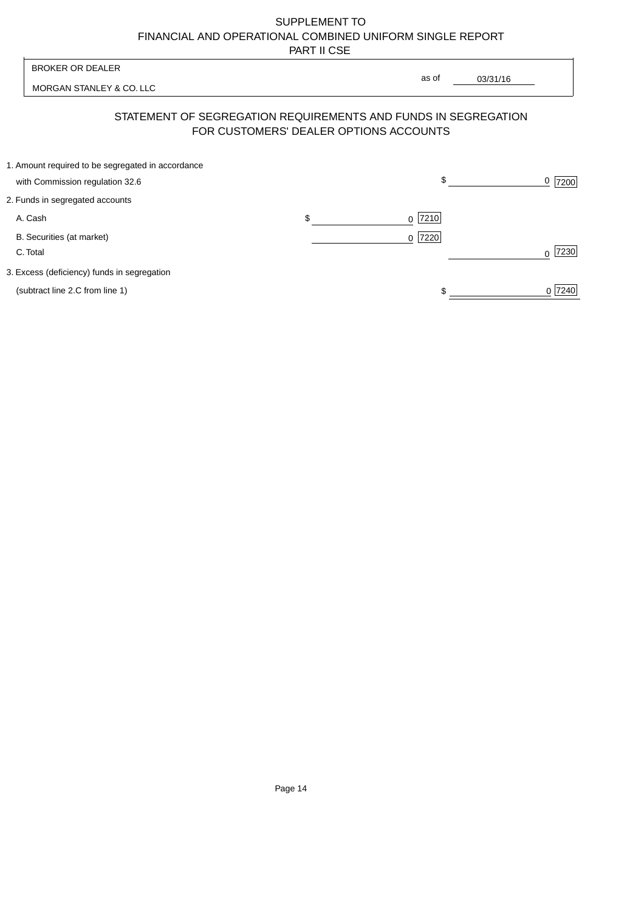SUPPLEMENT TO
FINANCIAL AND OPERATIONAL COMBINED UNIFORM SINGLE REPORT
PART II CSE

| BROKER OR DEALER | |
|---|---|
| MORGAN STANLEY & CO. LLC | as of 03/31/16 |

## STATEMENT OF SEGREGATION REQUIREMENTS AND FUNDS IN SEGREGATION FOR CUSTOMERS' DEALER OPTIONS ACCOUNTS

| | | | |
|---|---|---|---|
| 1. Amount required to be segregated in accordance with Commission regulation 32.6 | | $ | 0 [7200] |
| 2. Funds in segregated accounts | | | |
| A. Cash | $ 0 [7210] | | |
| B. Securities (at market) | 0 [7220] | | |
| C. Total | | | 0 [7230] |
| 3. Excess (deficiency) funds in segregation (subtract line 2.C from line 1) | | $ | 0 [7240] |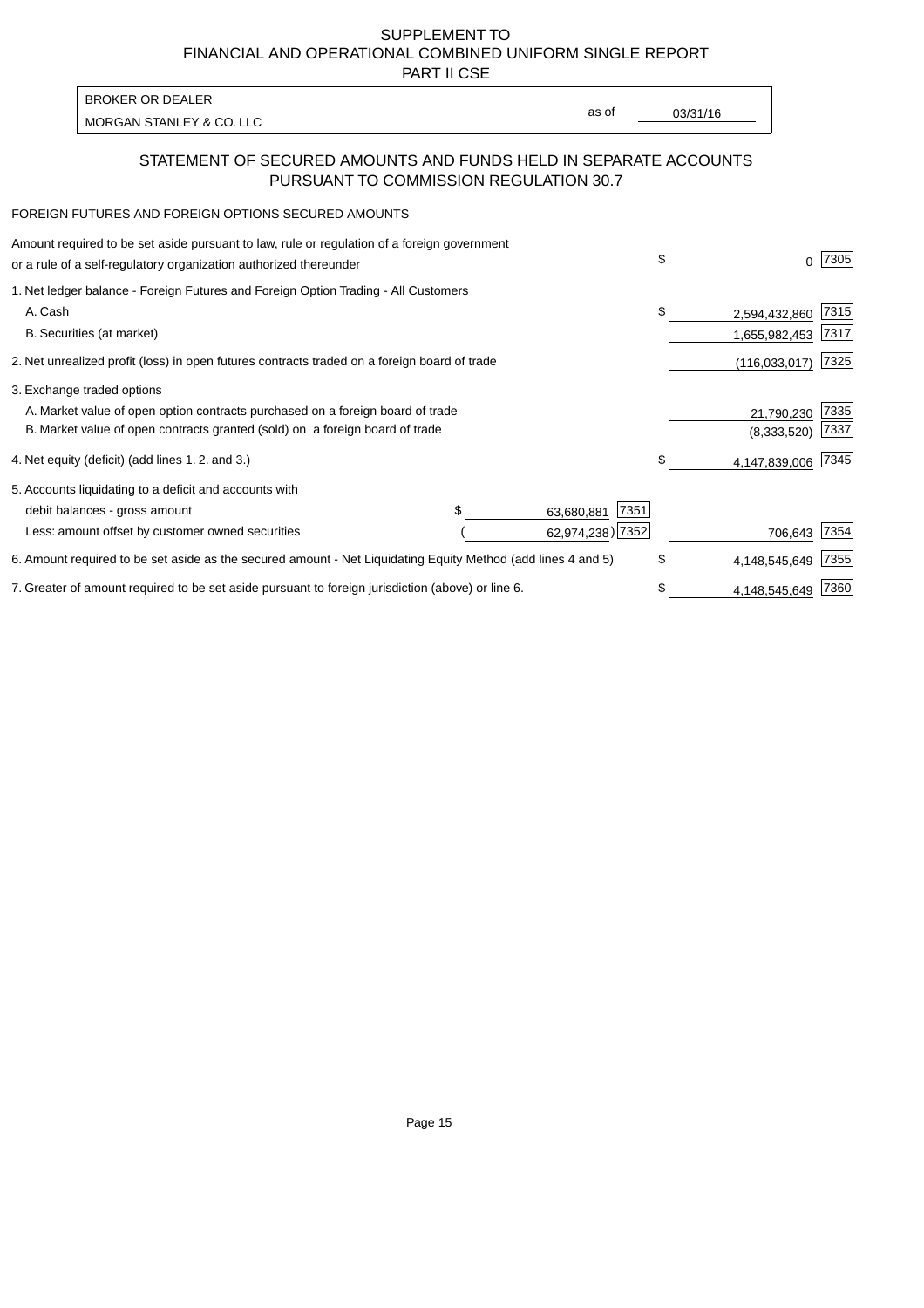SUPPLEMENT TO
FINANCIAL AND OPERATIONAL COMBINED UNIFORM SINGLE REPORT
PART II CSE

| BROKER OR DEALER | | |
|---|---|---|
| MORGAN STANLEY & CO. LLC | as of | 03/31/16 |

## STATEMENT OF SECURED AMOUNTS AND FUNDS HELD IN SEPARATE ACCOUNTS PURSUANT TO COMMISSION REGULATION 30.7

FOREIGN FUTURES AND FOREIGN OPTIONS SECURED AMOUNTS

| Description | | | | Amount | Code |
|---|---|---|---|---|---|
| Amount required to be set aside pursuant to law, rule or regulation of a foreign government or a rule of a self-regulatory organization authorized thereunder | | | $ | 0 | 7305 |
| 1. Net ledger balance - Foreign Futures and Foreign Option Trading - All Customers | | | | | |
| A. Cash | | | $ | 2,594,432,860 | 7315 |
| B. Securities (at market) | | | | 1,655,982,453 | 7317 |
| 2. Net unrealized profit (loss) in open futures contracts traded on a foreign board of trade | | | | (116,033,017) | 7325 |
| 3. Exchange traded options | | | | | |
| A. Market value of open option contracts purchased on a foreign board of trade | | | | 21,790,230 | 7335 |
| B. Market value of open contracts granted (sold) on a foreign board of trade | | | | (8,333,520) | 7337 |
| 4. Net equity (deficit) (add lines 1. 2. and 3.) | | | $ | 4,147,839,006 | 7345 |
| 5. Accounts liquidating to a deficit and accounts with | | | | | |
| debit balances - gross amount | $ 63,680,881 | 7351 | | | |
| Less: amount offset by customer owned securities | (62,974,238) | 7352 | | 706,643 | 7354 |
| 6. Amount required to be set aside as the secured amount - Net Liquidating Equity Method (add lines 4 and 5) | | | $ | 4,148,545,649 | 7355 |
| 7. Greater of amount required to be set aside pursuant to foreign jurisdiction (above) or line 6. | | | $ | 4,148,545,649 | 7360 |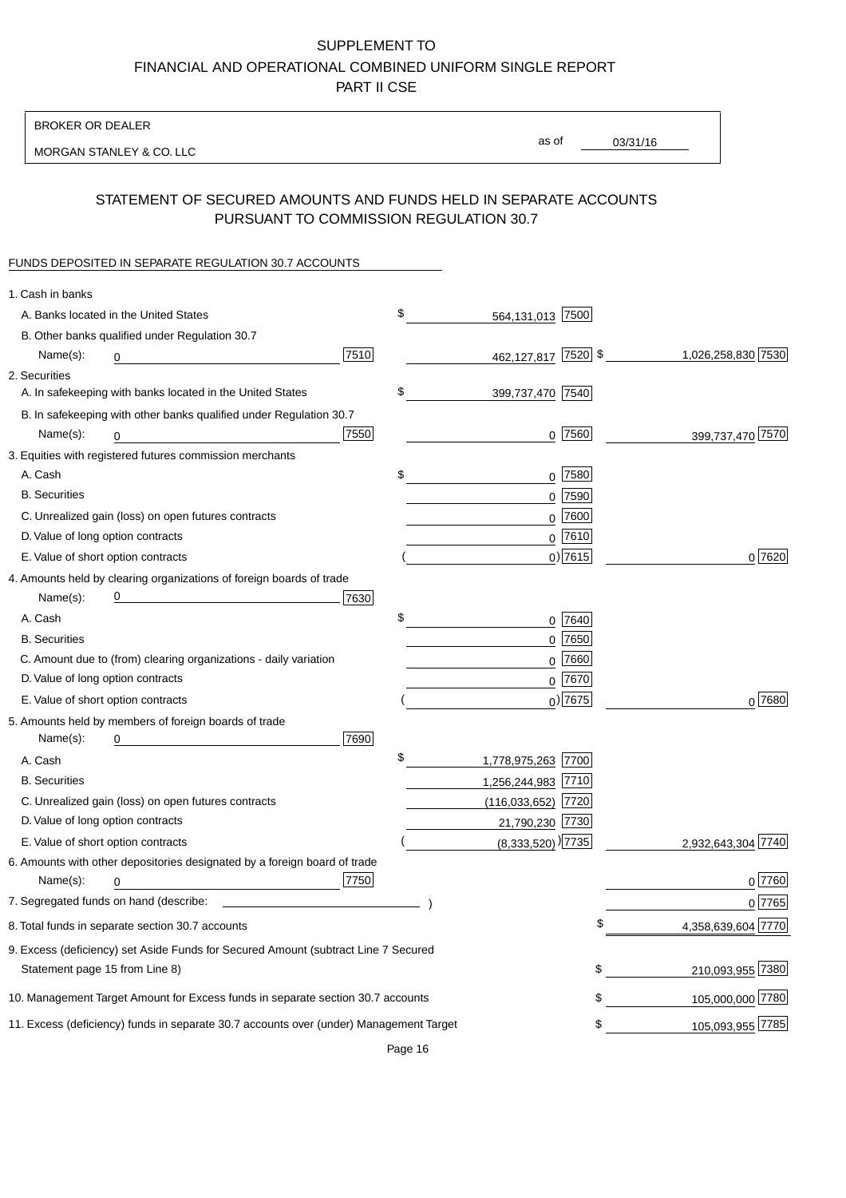SUPPLEMENT TO
FINANCIAL AND OPERATIONAL COMBINED UNIFORM SINGLE REPORT
PART II CSE

BROKER OR DEALER

MORGAN STANLEY & CO. LLC

as of 03/31/16

## STATEMENT OF SECURED AMOUNTS AND FUNDS HELD IN SEPARATE ACCOUNTS PURSUANT TO COMMISSION REGULATION 30.7

FUNDS DEPOSITED IN SEPARATE REGULATION 30.7 ACCOUNTS

| | | | |
|---|---|---|---|
| 1. Cash in banks | | | |
| A. Banks located in the United States | | $ 564,131,013 [7500] | |
| B. Other banks qualified under Regulation 30.7 | | | |
| Name(s): 0 | [7510] | 462,127,817 [7520] | $ 1,026,258,830 [7530] |
| 2. Securities | | | |
| A. In safekeeping with banks located in the United States | | $ 399,737,470 [7540] | |
| B. In safekeeping with other banks qualified under Regulation 30.7 | | | |
| Name(s): 0 | [7550] | 0 [7560] | 399,737,470 [7570] |
| 3. Equities with registered futures commission merchants | | | |
| A. Cash | | $ 0 [7580] | |
| B. Securities | | 0 [7590] | |
| C. Unrealized gain (loss) on open futures contracts | | 0 [7600] | |
| D. Value of long option contracts | | 0 [7610] | |
| E. Value of short option contracts | | ( 0) [7615] | 0 [7620] |
| 4. Amounts held by clearing organizations of foreign boards of trade | | | |
| Name(s): 0 | [7630] | | |
| A. Cash | | $ 0 [7640] | |
| B. Securities | | 0 [7650] | |
| C. Amount due to (from) clearing organizations - daily variation | | 0 [7660] | |
| D. Value of long option contracts | | 0 [7670] | |
| E. Value of short option contracts | | ( 0) [7675] | 0 [7680] |
| 5. Amounts held by members of foreign boards of trade | | | |
| Name(s): 0 | [7690] | | |
| A. Cash | | $ 1,778,975,263 [7700] | |
| B. Securities | | 1,256,244,983 [7710] | |
| C. Unrealized gain (loss) on open futures contracts | | (116,033,652) [7720] | |
| D. Value of long option contracts | | 21,790,230 [7730] | |
| E. Value of short option contracts | | ( (8,333,520) ) [7735] | 2,932,643,304 [7740] |
| 6. Amounts with other depositories designated by a foreign board of trade | | | |
| Name(s): 0 | [7750] | | 0 [7760] |
| 7. Segregated funds on hand (describe: ) | | | 0 [7765] |
| 8. Total funds in separate section 30.7 accounts | | | $ 4,358,639,604 [7770] |
| 9. Excess (deficiency) set Aside Funds for Secured Amount (subtract Line 7 Secured Statement page 15 from Line 8) | | | $ 210,093,955 [7380] |
| 10. Management Target Amount for Excess funds in separate section 30.7 accounts | | | $ 105,000,000 [7780] |
| 11. Excess (deficiency) funds in separate 30.7 accounts over (under) Management Target | | | $ 105,093,955 [7785] |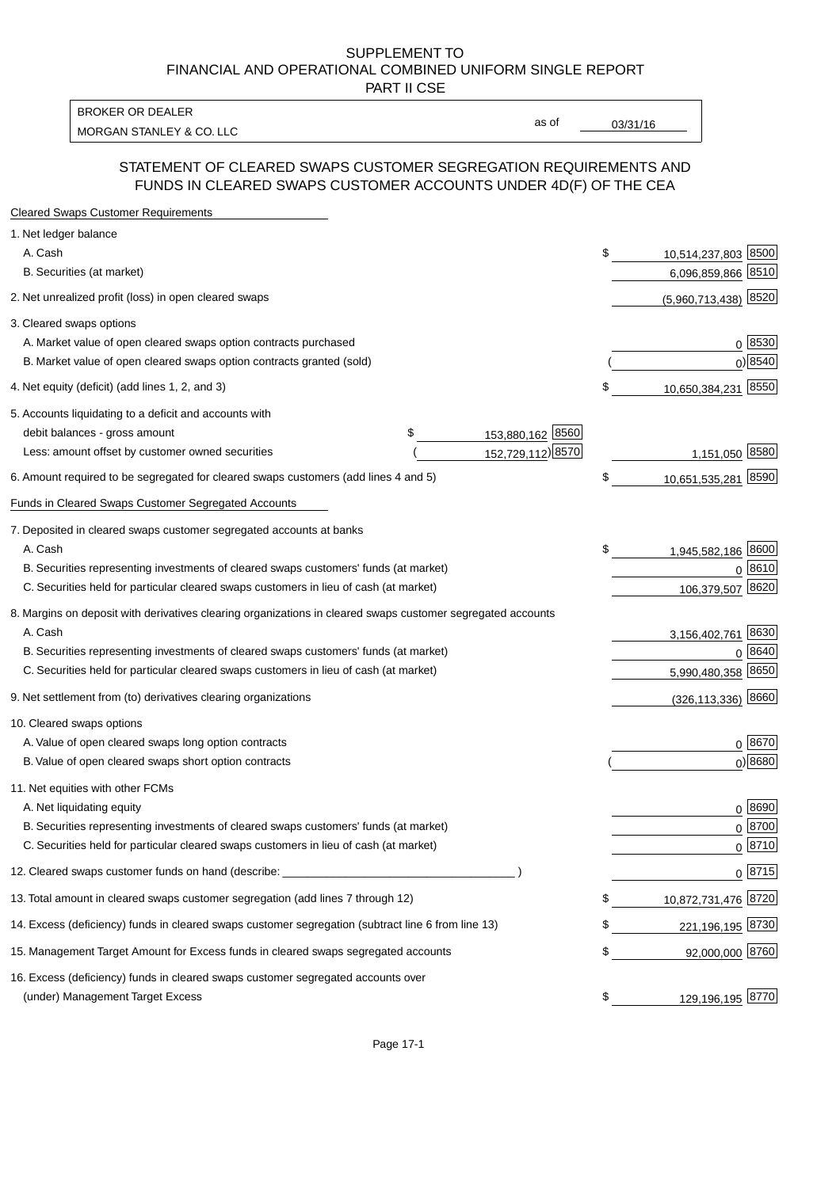SUPPLEMENT TO
FINANCIAL AND OPERATIONAL COMBINED UNIFORM SINGLE REPORT
PART II CSE

| | | |
|---|---|---|
| BROKER OR DEALER<br>MORGAN STANLEY & CO. LLC | as of | 03/31/16 |

## STATEMENT OF CLEARED SWAPS CUSTOMER SEGREGATION REQUIREMENTS AND FUNDS IN CLEARED SWAPS CUSTOMER ACCOUNTS UNDER 4D(F) OF THE CEA

| | | | | |
|---|---|---|---|---|
| **Cleared Swaps Customer Requirements** | | | | |
| 1. Net ledger balance | | | | |
| A. Cash | | | $ 10,514,237,803 | 8500 |
| B. Securities (at market) | | | 6,096,859,866 | 8510 |
| 2. Net unrealized profit (loss) in open cleared swaps | | | (5,960,713,438) | 8520 |
| 3. Cleared swaps options | | | | |
| A. Market value of open cleared swaps option contracts purchased | | | 0 | 8530 |
| B. Market value of open cleared swaps option contracts granted (sold) | | | ( 0) | 8540 |
| 4. Net equity (deficit) (add lines 1, 2, and 3) | | | $ 10,650,384,231 | 8550 |
| 5. Accounts liquidating to a deficit and accounts with | | | | |
| debit balances - gross amount | $ 153,880,162 | 8560 | | |
| Less: amount offset by customer owned securities | ( 152,729,112) | 8570 | 1,151,050 | 8580 |
| 6. Amount required to be segregated for cleared swaps customers (add lines 4 and 5) | | | $ 10,651,535,281 | 8590 |
| **Funds in Cleared Swaps Customer Segregated Accounts** | | | | |
| 7. Deposited in cleared swaps customer segregated accounts at banks | | | | |
| A. Cash | | | $ 1,945,582,186 | 8600 |
| B. Securities representing investments of cleared swaps customers' funds (at market) | | | 0 | 8610 |
| C. Securities held for particular cleared swaps customers in lieu of cash (at market) | | | 106,379,507 | 8620 |
| 8. Margins on deposit with derivatives clearing organizations in cleared swaps customer segregated accounts | | | | |
| A. Cash | | | 3,156,402,761 | 8630 |
| B. Securities representing investments of cleared swaps customers' funds (at market) | | | 0 | 8640 |
| C. Securities held for particular cleared swaps customers in lieu of cash (at market) | | | 5,990,480,358 | 8650 |
| 9. Net settlement from (to) derivatives clearing organizations | | | (326,113,336) | 8660 |
| 10. Cleared swaps options | | | | |
| A. Value of open cleared swaps long option contracts | | | 0 | 8670 |
| B. Value of open cleared swaps short option contracts | | | ( 0) | 8680 |
| 11. Net equities with other FCMs | | | | |
| A. Net liquidating equity | | | 0 | 8690 |
| B. Securities representing investments of cleared swaps customers' funds (at market) | | | 0 | 8700 |
| C. Securities held for particular cleared swaps customers in lieu of cash (at market) | | | 0 | 8710 |
| 12. Cleared swaps customer funds on hand (describe: ____________________ ) | | | 0 | 8715 |
| 13. Total amount in cleared swaps customer segregation (add lines 7 through 12) | | | $ 10,872,731,476 | 8720 |
| 14. Excess (deficiency) funds in cleared swaps customer segregation (subtract line 6 from line 13) | | | $ 221,196,195 | 8730 |
| 15. Management Target Amount for Excess funds in cleared swaps segregated accounts | | | $ 92,000,000 | 8760 |
| 16. Excess (deficiency) funds in cleared swaps customer segregated accounts over (under) Management Target Excess | | | $ 129,196,195 | 8770 |